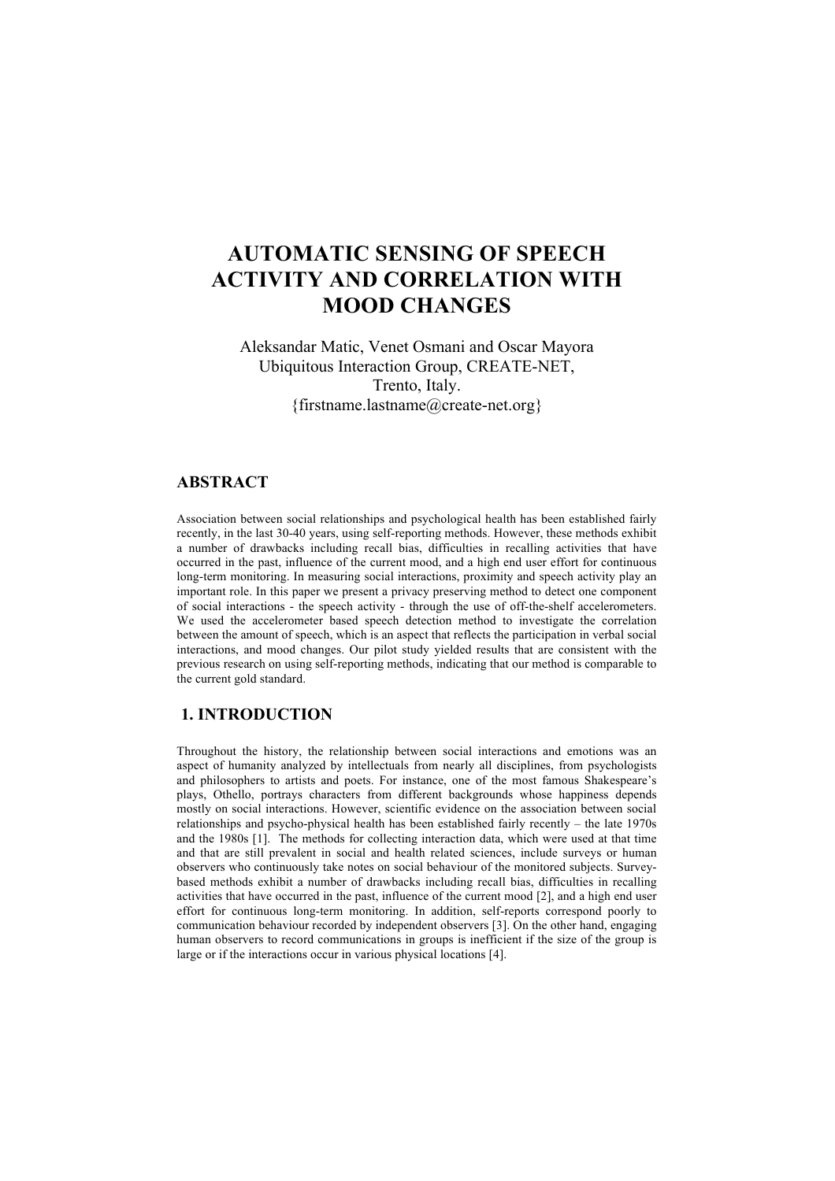# AUTOMATIC SENSING OF SPEECH ACTIVITY AND CORRELATION WITH MOOD CHANGES

Aleksandar Matic, Venet Osmani and Oscar Mayora
Ubiquitous Interaction Group, CREATE-NET,
Trento, Italy.
{firstname.lastname@create-net.org}

## ABSTRACT

Association between social relationships and psychological health has been established fairly recently, in the last 30-40 years, using self-reporting methods. However, these methods exhibit a number of drawbacks including recall bias, difficulties in recalling activities that have occurred in the past, influence of the current mood, and a high end user effort for continuous long-term monitoring. In measuring social interactions, proximity and speech activity play an important role. In this paper we present a privacy preserving method to detect one component of social interactions - the speech activity - through the use of off-the-shelf accelerometers. We used the accelerometer based speech detection method to investigate the correlation between the amount of speech, which is an aspect that reflects the participation in verbal social interactions, and mood changes. Our pilot study yielded results that are consistent with the previous research on using self-reporting methods, indicating that our method is comparable to the current gold standard.

## 1. INTRODUCTION

Throughout the history, the relationship between social interactions and emotions was an aspect of humanity analyzed by intellectuals from nearly all disciplines, from psychologists and philosophers to artists and poets. For instance, one of the most famous Shakespeare's plays, Othello, portrays characters from different backgrounds whose happiness depends mostly on social interactions. However, scientific evidence on the association between social relationships and psycho-physical health has been established fairly recently – the late 1970s and the 1980s [1]. The methods for collecting interaction data, which were used at that time and that are still prevalent in social and health related sciences, include surveys or human observers who continuously take notes on social behaviour of the monitored subjects. Survey-based methods exhibit a number of drawbacks including recall bias, difficulties in recalling activities that have occurred in the past, influence of the current mood [2], and a high end user effort for continuous long-term monitoring. In addition, self-reports correspond poorly to communication behaviour recorded by independent observers [3]. On the other hand, engaging human observers to record communications in groups is inefficient if the size of the group is large or if the interactions occur in various physical locations [4].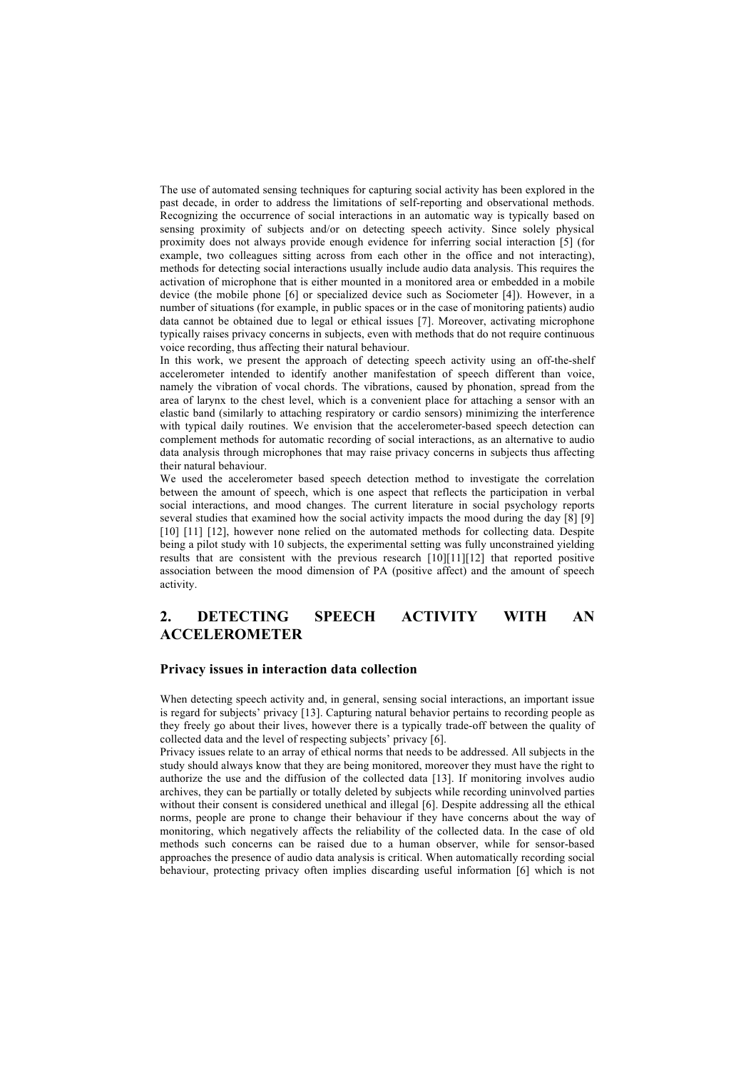The use of automated sensing techniques for capturing social activity has been explored in the past decade, in order to address the limitations of self-reporting and observational methods. Recognizing the occurrence of social interactions in an automatic way is typically based on sensing proximity of subjects and/or on detecting speech activity. Since solely physical proximity does not always provide enough evidence for inferring social interaction [5] (for example, two colleagues sitting across from each other in the office and not interacting), methods for detecting social interactions usually include audio data analysis. This requires the activation of microphone that is either mounted in a monitored area or embedded in a mobile device (the mobile phone [6] or specialized device such as Sociometer [4]). However, in a number of situations (for example, in public spaces or in the case of monitoring patients) audio data cannot be obtained due to legal or ethical issues [7]. Moreover, activating microphone typically raises privacy concerns in subjects, even with methods that do not require continuous voice recording, thus affecting their natural behaviour.

In this work, we present the approach of detecting speech activity using an off-the-shelf accelerometer intended to identify another manifestation of speech different than voice, namely the vibration of vocal chords. The vibrations, caused by phonation, spread from the area of larynx to the chest level, which is a convenient place for attaching a sensor with an elastic band (similarly to attaching respiratory or cardio sensors) minimizing the interference with typical daily routines. We envision that the accelerometer-based speech detection can complement methods for automatic recording of social interactions, as an alternative to audio data analysis through microphones that may raise privacy concerns in subjects thus affecting their natural behaviour.

We used the accelerometer based speech detection method to investigate the correlation between the amount of speech, which is one aspect that reflects the participation in verbal social interactions, and mood changes. The current literature in social psychology reports several studies that examined how the social activity impacts the mood during the day [8] [9] [10] [11] [12], however none relied on the automated methods for collecting data. Despite being a pilot study with 10 subjects, the experimental setting was fully unconstrained yielding results that are consistent with the previous research [10][11][12] that reported positive association between the mood dimension of PA (positive affect) and the amount of speech activity.

## 2. DETECTING SPEECH ACTIVITY WITH AN ACCELEROMETER

### Privacy issues in interaction data collection

When detecting speech activity and, in general, sensing social interactions, an important issue is regard for subjects' privacy [13]. Capturing natural behavior pertains to recording people as they freely go about their lives, however there is a typically trade-off between the quality of collected data and the level of respecting subjects' privacy [6].

Privacy issues relate to an array of ethical norms that needs to be addressed. All subjects in the study should always know that they are being monitored, moreover they must have the right to authorize the use and the diffusion of the collected data [13]. If monitoring involves audio archives, they can be partially or totally deleted by subjects while recording uninvolved parties without their consent is considered unethical and illegal [6]. Despite addressing all the ethical norms, people are prone to change their behaviour if they have concerns about the way of monitoring, which negatively affects the reliability of the collected data. In the case of old methods such concerns can be raised due to a human observer, while for sensor-based approaches the presence of audio data analysis is critical. When automatically recording social behaviour, protecting privacy often implies discarding useful information [6] which is not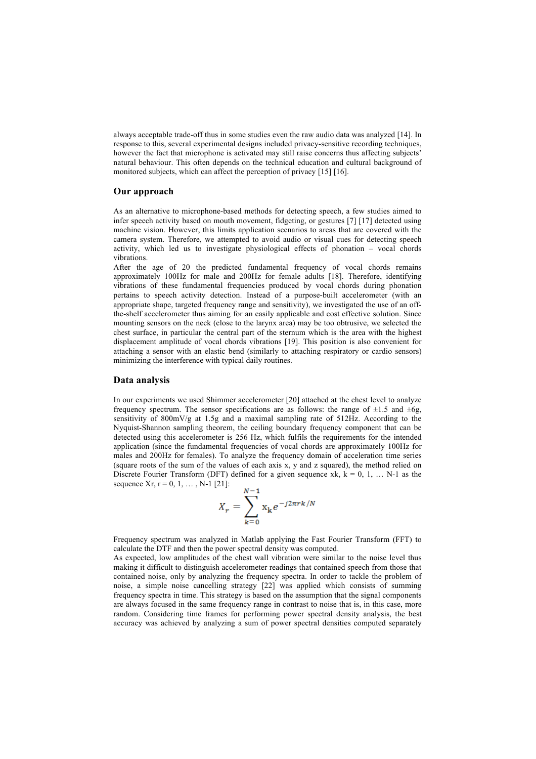always acceptable trade-off thus in some studies even the raw audio data was analyzed [14]. In response to this, several experimental designs included privacy-sensitive recording techniques, however the fact that microphone is activated may still raise concerns thus affecting subjects' natural behaviour. This often depends on the technical education and cultural background of monitored subjects, which can affect the perception of privacy [15] [16].

## Our approach

As an alternative to microphone-based methods for detecting speech, a few studies aimed to infer speech activity based on mouth movement, fidgeting, or gestures [7] [17] detected using machine vision. However, this limits application scenarios to areas that are covered with the camera system. Therefore, we attempted to avoid audio or visual cues for detecting speech activity, which led us to investigate physiological effects of phonation – vocal chords vibrations.

After the age of 20 the predicted fundamental frequency of vocal chords remains approximately 100Hz for male and 200Hz for female adults [18]. Therefore, identifying vibrations of these fundamental frequencies produced by vocal chords during phonation pertains to speech activity detection. Instead of a purpose-built accelerometer (with an appropriate shape, targeted frequency range and sensitivity), we investigated the use of an off-the-shelf accelerometer thus aiming for an easily applicable and cost effective solution. Since mounting sensors on the neck (close to the larynx area) may be too obtrusive, we selected the chest surface, in particular the central part of the sternum which is the area with the highest displacement amplitude of vocal chords vibrations [19]. This position is also convenient for attaching a sensor with an elastic bend (similarly to attaching respiratory or cardio sensors) minimizing the interference with typical daily routines.

## Data analysis

In our experiments we used Shimmer accelerometer [20] attached at the chest level to analyze frequency spectrum. The sensor specifications are as follows: the range of ±1.5 and ±6g, sensitivity of 800mV/g at 1.5g and a maximal sampling rate of 512Hz. According to the Nyquist-Shannon sampling theorem, the ceiling boundary frequency component that can be detected using this accelerometer is 256 Hz, which fulfils the requirements for the intended application (since the fundamental frequencies of vocal chords are approximately 100Hz for males and 200Hz for females). To analyze the frequency domain of acceleration time series (square roots of the sum of the values of each axis x, y and z squared), the method relied on Discrete Fourier Transform (DFT) defined for a given sequence $x_k$, $k = 0, 1, \ldots N-1$ as the sequence $X_r$, $r = 0, 1, \ldots, N-1$ [21]:

$$X_r = \sum_{k=0}^{N-1} x_k e^{-j2\pi rk/N}$$

Frequency spectrum was analyzed in Matlab applying the Fast Fourier Transform (FFT) to calculate the DTF and then the power spectral density was computed.

As expected, low amplitudes of the chest wall vibration were similar to the noise level thus making it difficult to distinguish accelerometer readings that contained speech from those that contained noise, only by analyzing the frequency spectra. In order to tackle the problem of noise, a simple noise cancelling strategy [22] was applied which consists of summing frequency spectra in time. This strategy is based on the assumption that the signal components are always focused in the same frequency range in contrast to noise that is, in this case, more random. Considering time frames for performing power spectral density analysis, the best accuracy was achieved by analyzing a sum of power spectral densities computed separately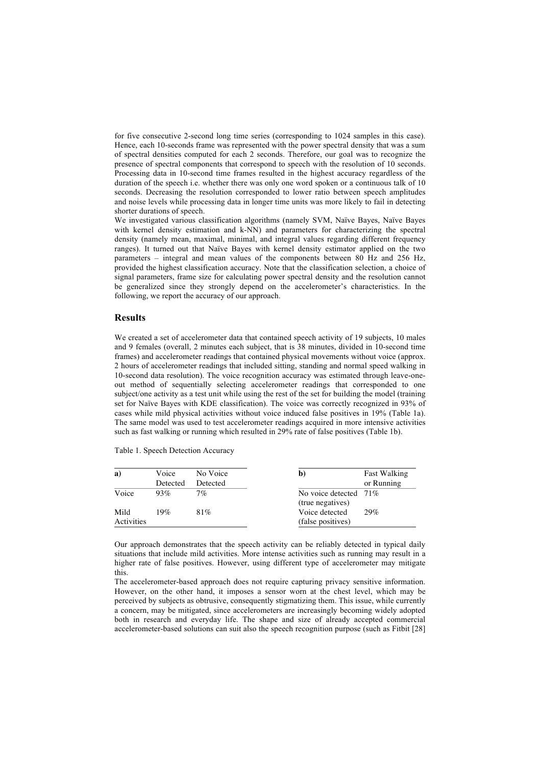for five consecutive 2-second long time series (corresponding to 1024 samples in this case). Hence, each 10-seconds frame was represented with the power spectral density that was a sum of spectral densities computed for each 2 seconds. Therefore, our goal was to recognize the presence of spectral components that correspond to speech with the resolution of 10 seconds. Processing data in 10-second time frames resulted in the highest accuracy regardless of the duration of the speech i.e. whether there was only one word spoken or a continuous talk of 10 seconds. Decreasing the resolution corresponded to lower ratio between speech amplitudes and noise levels while processing data in longer time units was more likely to fail in detecting shorter durations of speech.

We investigated various classification algorithms (namely SVM, Naïve Bayes, Naïve Bayes with kernel density estimation and k-NN) and parameters for characterizing the spectral density (namely mean, maximal, minimal, and integral values regarding different frequency ranges). It turned out that Naïve Bayes with kernel density estimator applied on the two parameters – integral and mean values of the components between 80 Hz and 256 Hz, provided the highest classification accuracy. Note that the classification selection, a choice of signal parameters, frame size for calculating power spectral density and the resolution cannot be generalized since they strongly depend on the accelerometer's characteristics. In the following, we report the accuracy of our approach.

## Results

We created a set of accelerometer data that contained speech activity of 19 subjects, 10 males and 9 females (overall, 2 minutes each subject, that is 38 minutes, divided in 10-second time frames) and accelerometer readings that contained physical movements without voice (approx. 2 hours of accelerometer readings that included sitting, standing and normal speed walking in 10-second data resolution). The voice recognition accuracy was estimated through leave-one-out method of sequentially selecting accelerometer readings that corresponded to one subject/one activity as a test unit while using the rest of the set for building the model (training set for Naïve Bayes with KDE classification). The voice was correctly recognized in 93% of cases while mild physical activities without voice induced false positives in 19% (Table 1a). The same model was used to test accelerometer readings acquired in more intensive activities such as fast walking or running which resulted in 29% rate of false positives (Table 1b).

Table 1. Speech Detection Accuracy

| **a)** | Voice Detected | No Voice Detected |
|---|---|---|
| Voice | 93% | 7% |
| Mild Activities | 19% | 81% |

| **b)** | Fast Walking or Running |
|---|---|
| No voice detected (true negatives) | 71% |
| Voice detected (false positives) | 29% |

Our approach demonstrates that the speech activity can be reliably detected in typical daily situations that include mild activities. More intense activities such as running may result in a higher rate of false positives. However, using different type of accelerometer may mitigate this.

The accelerometer-based approach does not require capturing privacy sensitive information. However, on the other hand, it imposes a sensor worn at the chest level, which may be perceived by subjects as obtrusive, consequently stigmatizing them. This issue, while currently a concern, may be mitigated, since accelerometers are increasingly becoming widely adopted both in research and everyday life. The shape and size of already accepted commercial accelerometer-based solutions can suit also the speech recognition purpose (such as Fitbit [28]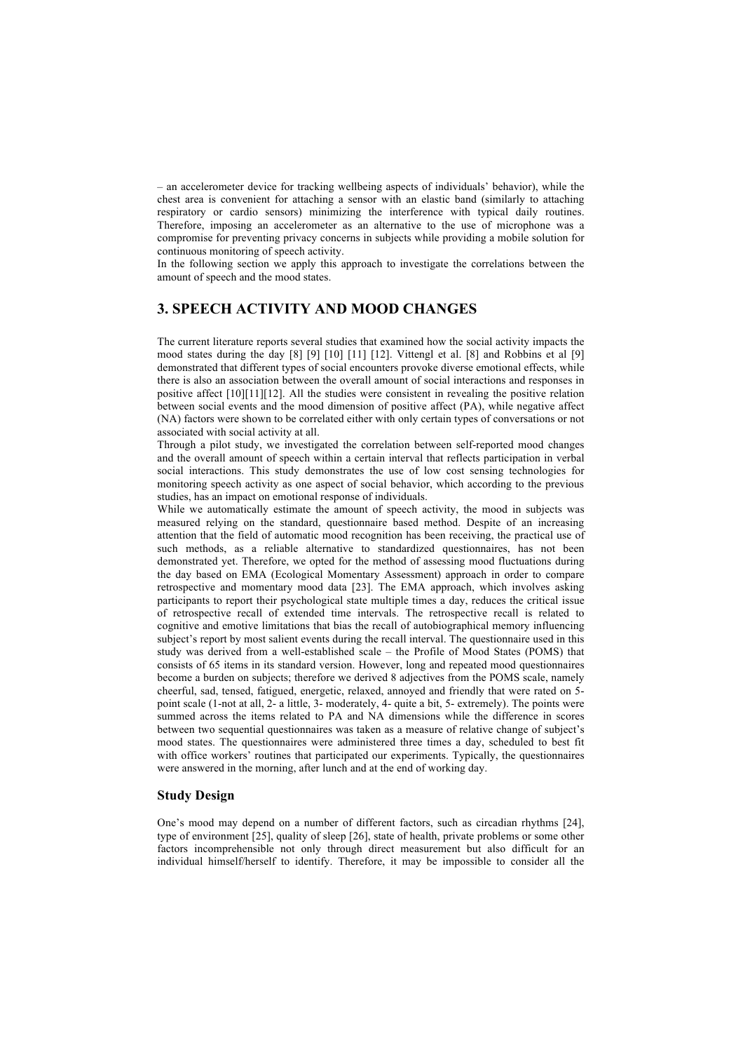– an accelerometer device for tracking wellbeing aspects of individuals' behavior), while the chest area is convenient for attaching a sensor with an elastic band (similarly to attaching respiratory or cardio sensors) minimizing the interference with typical daily routines. Therefore, imposing an accelerometer as an alternative to the use of microphone was a compromise for preventing privacy concerns in subjects while providing a mobile solution for continuous monitoring of speech activity.

In the following section we apply this approach to investigate the correlations between the amount of speech and the mood states.

## 3. SPEECH ACTIVITY AND MOOD CHANGES

The current literature reports several studies that examined how the social activity impacts the mood states during the day [8] [9] [10] [11] [12]. Vittengl et al. [8] and Robbins et al [9] demonstrated that different types of social encounters provoke diverse emotional effects, while there is also an association between the overall amount of social interactions and responses in positive affect [10][11][12]. All the studies were consistent in revealing the positive relation between social events and the mood dimension of positive affect (PA), while negative affect (NA) factors were shown to be correlated either with only certain types of conversations or not associated with social activity at all.

Through a pilot study, we investigated the correlation between self-reported mood changes and the overall amount of speech within a certain interval that reflects participation in verbal social interactions. This study demonstrates the use of low cost sensing technologies for monitoring speech activity as one aspect of social behavior, which according to the previous studies, has an impact on emotional response of individuals.

While we automatically estimate the amount of speech activity, the mood in subjects was measured relying on the standard, questionnaire based method. Despite of an increasing attention that the field of automatic mood recognition has been receiving, the practical use of such methods, as a reliable alternative to standardized questionnaires, has not been demonstrated yet. Therefore, we opted for the method of assessing mood fluctuations during the day based on EMA (Ecological Momentary Assessment) approach in order to compare retrospective and momentary mood data [23]. The EMA approach, which involves asking participants to report their psychological state multiple times a day, reduces the critical issue of retrospective recall of extended time intervals. The retrospective recall is related to cognitive and emotive limitations that bias the recall of autobiographical memory influencing subject's report by most salient events during the recall interval. The questionnaire used in this study was derived from a well-established scale – the Profile of Mood States (POMS) that consists of 65 items in its standard version. However, long and repeated mood questionnaires become a burden on subjects; therefore we derived 8 adjectives from the POMS scale, namely cheerful, sad, tensed, fatigued, energetic, relaxed, annoyed and friendly that were rated on 5-point scale (1-not at all, 2- a little, 3- moderately, 4- quite a bit, 5- extremely). The points were summed across the items related to PA and NA dimensions while the difference in scores between two sequential questionnaires was taken as a measure of relative change of subject's mood states. The questionnaires were administered three times a day, scheduled to best fit with office workers' routines that participated our experiments. Typically, the questionnaires were answered in the morning, after lunch and at the end of working day.

### Study Design

One's mood may depend on a number of different factors, such as circadian rhythms [24], type of environment [25], quality of sleep [26], state of health, private problems or some other factors incomprehensible not only through direct measurement but also difficult for an individual himself/herself to identify. Therefore, it may be impossible to consider all the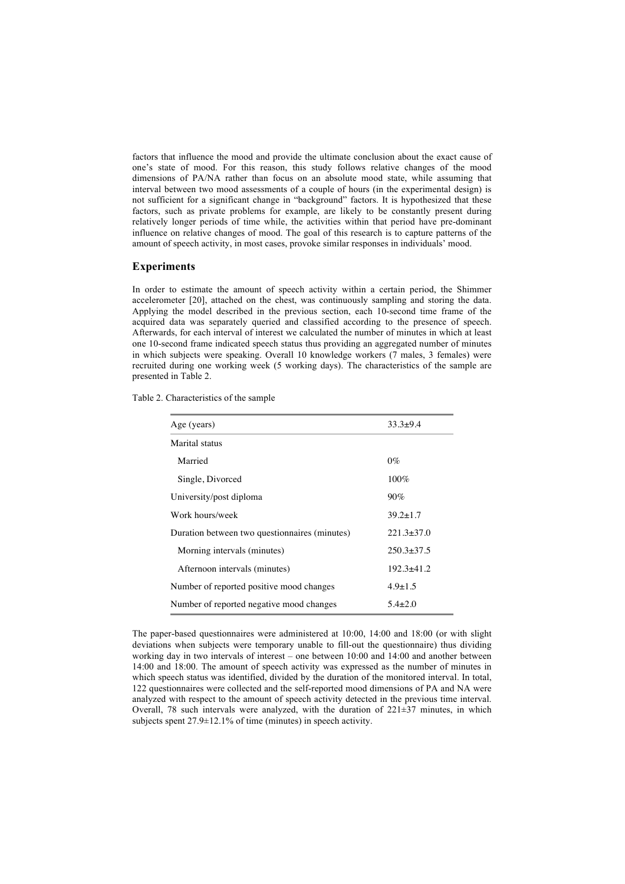factors that influence the mood and provide the ultimate conclusion about the exact cause of one's state of mood. For this reason, this study follows relative changes of the mood dimensions of PA/NA rather than focus on an absolute mood state, while assuming that interval between two mood assessments of a couple of hours (in the experimental design) is not sufficient for a significant change in "background" factors. It is hypothesized that these factors, such as private problems for example, are likely to be constantly present during relatively longer periods of time while, the activities within that period have pre-dominant influence on relative changes of mood. The goal of this research is to capture patterns of the amount of speech activity, in most cases, provoke similar responses in individuals' mood.

## Experiments

In order to estimate the amount of speech activity within a certain period, the Shimmer accelerometer [20], attached on the chest, was continuously sampling and storing the data. Applying the model described in the previous section, each 10-second time frame of the acquired data was separately queried and classified according to the presence of speech. Afterwards, for each interval of interest we calculated the number of minutes in which at least one 10-second frame indicated speech status thus providing an aggregated number of minutes in which subjects were speaking. Overall 10 knowledge workers (7 males, 3 females) were recruited during one working week (5 working days). The characteristics of the sample are presented in Table 2.

Table 2. Characteristics of the sample

| | |
|---|---|
| Age (years) | 33.3±9.4 |
| Marital status | |
| Married | 0% |
| Single, Divorced | 100% |
| University/post diploma | 90% |
| Work hours/week | 39.2±1.7 |
| Duration between two questionnaires (minutes) | 221.3±37.0 |
| Morning intervals (minutes) | 250.3±37.5 |
| Afternoon intervals (minutes) | 192.3±41.2 |
| Number of reported positive mood changes | 4.9±1.5 |
| Number of reported negative mood changes | 5.4±2.0 |

The paper-based questionnaires were administered at 10:00, 14:00 and 18:00 (or with slight deviations when subjects were temporary unable to fill-out the questionnaire) thus dividing working day in two intervals of interest – one between 10:00 and 14:00 and another between 14:00 and 18:00. The amount of speech activity was expressed as the number of minutes in which speech status was identified, divided by the duration of the monitored interval. In total, 122 questionnaires were collected and the self-reported mood dimensions of PA and NA were analyzed with respect to the amount of speech activity detected in the previous time interval. Overall, 78 such intervals were analyzed, with the duration of 221±37 minutes, in which subjects spent 27.9±12.1% of time (minutes) in speech activity.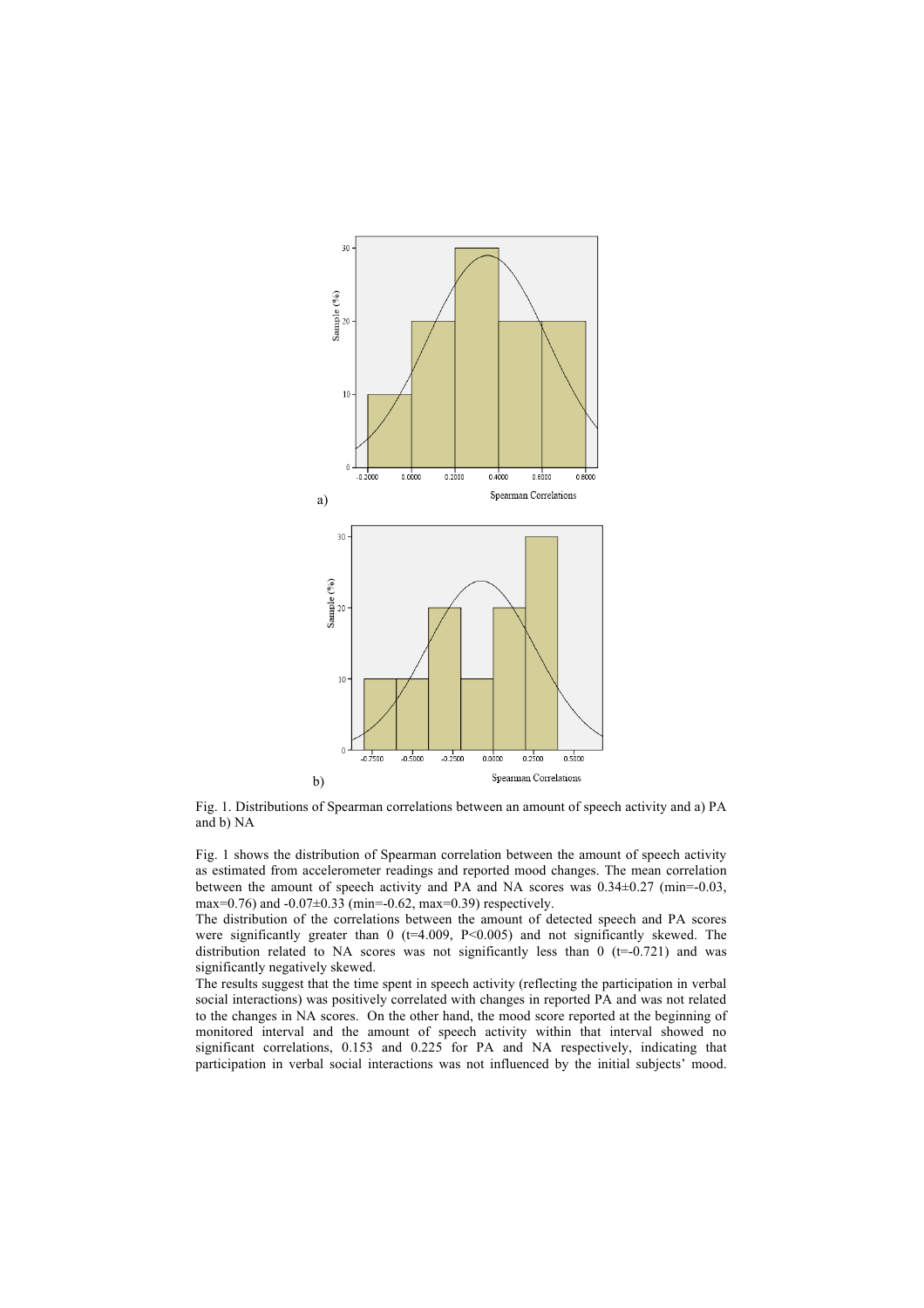Fig. 1. Distributions of Spearman correlations between an amount of speech activity and a) PA and b) NA

Fig. 1 shows the distribution of Spearman correlation between the amount of speech activity as estimated from accelerometer readings and reported mood changes. The mean correlation between the amount of speech activity and PA and NA scores was 0.34±0.27 (min=-0.03, max=0.76) and -0.07±0.33 (min=-0.62, max=0.39) respectively.

The distribution of the correlations between the amount of detected speech and PA scores were significantly greater than 0 ($t=4.009$, $P<0.005$) and not significantly skewed. The distribution related to NA scores was not significantly less than 0 ($t=-0.721$) and was significantly negatively skewed.

The results suggest that the time spent in speech activity (reflecting the participation in verbal social interactions) was positively correlated with changes in reported PA and was not related to the changes in NA scores. On the other hand, the mood score reported at the beginning of monitored interval and the amount of speech activity within that interval showed no significant correlations, 0.153 and 0.225 for PA and NA respectively, indicating that participation in verbal social interactions was not influenced by the initial subjects' mood.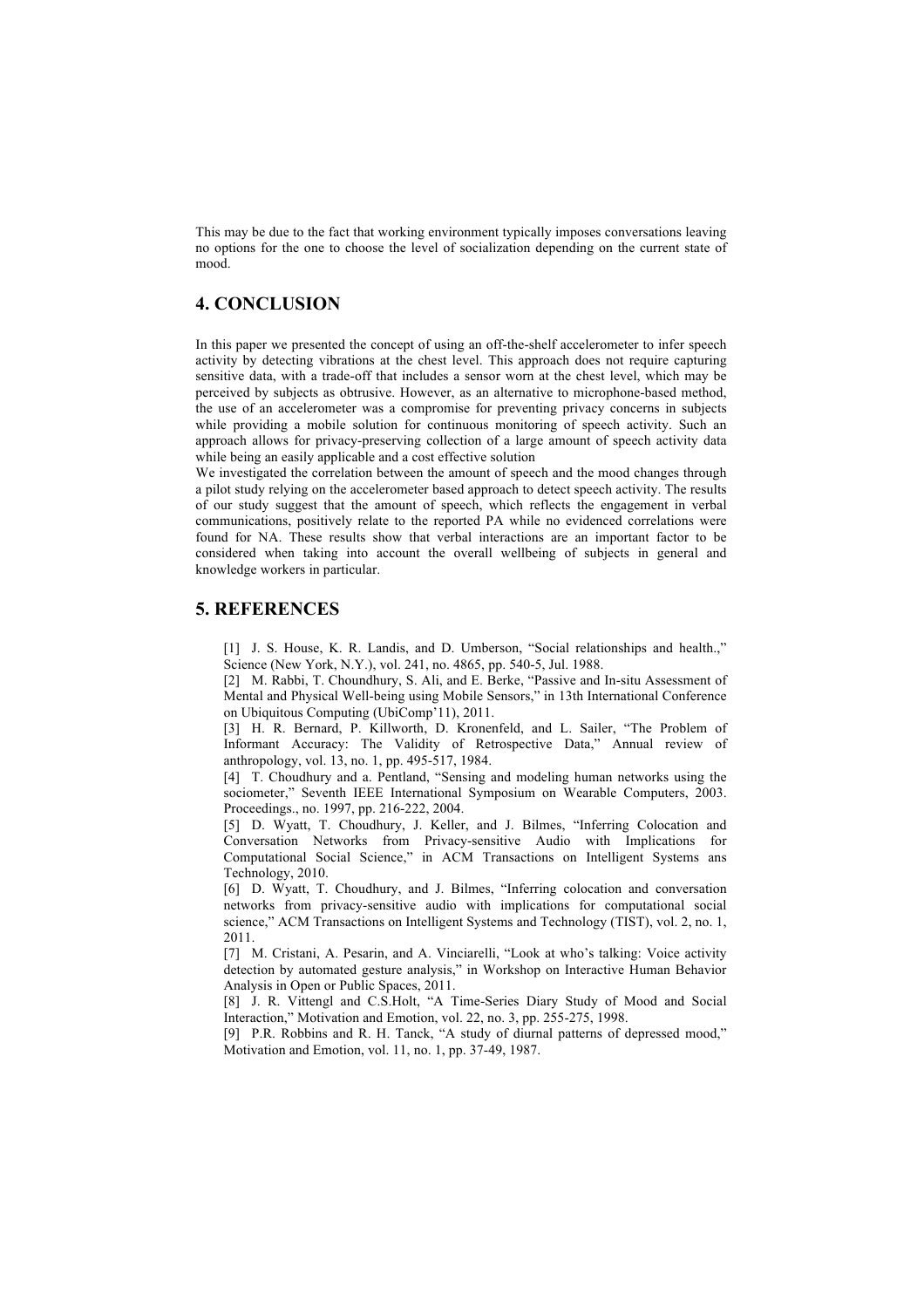This may be due to the fact that working environment typically imposes conversations leaving no options for the one to choose the level of socialization depending on the current state of mood.

## 4. CONCLUSION

In this paper we presented the concept of using an off-the-shelf accelerometer to infer speech activity by detecting vibrations at the chest level. This approach does not require capturing sensitive data, with a trade-off that includes a sensor worn at the chest level, which may be perceived by subjects as obtrusive. However, as an alternative to microphone-based method, the use of an accelerometer was a compromise for preventing privacy concerns in subjects while providing a mobile solution for continuous monitoring of speech activity. Such an approach allows for privacy-preserving collection of a large amount of speech activity data while being an easily applicable and a cost effective solution

We investigated the correlation between the amount of speech and the mood changes through a pilot study relying on the accelerometer based approach to detect speech activity. The results of our study suggest that the amount of speech, which reflects the engagement in verbal communications, positively relate to the reported PA while no evidenced correlations were found for NA. These results show that verbal interactions are an important factor to be considered when taking into account the overall wellbeing of subjects in general and knowledge workers in particular.

## 5. REFERENCES

[1] J. S. House, K. R. Landis, and D. Umberson, "Social relationships and health.," Science (New York, N.Y.), vol. 241, no. 4865, pp. 540-5, Jul. 1988.

[2] M. Rabbi, T. Choundhury, S. Ali, and E. Berke, "Passive and In-situ Assessment of Mental and Physical Well-being using Mobile Sensors," in 13th International Conference on Ubiquitous Computing (UbiComp'11), 2011.

[3] H. R. Bernard, P. Killworth, D. Kronenfeld, and L. Sailer, "The Problem of Informant Accuracy: The Validity of Retrospective Data," Annual review of anthropology, vol. 13, no. 1, pp. 495-517, 1984.

[4] T. Choudhury and a. Pentland, "Sensing and modeling human networks using the sociometer," Seventh IEEE International Symposium on Wearable Computers, 2003. Proceedings., no. 1997, pp. 216-222, 2004.

[5] D. Wyatt, T. Choudhury, J. Keller, and J. Bilmes, "Inferring Colocation and Conversation Networks from Privacy-sensitive Audio with Implications for Computational Social Science," in ACM Transactions on Intelligent Systems ans Technology, 2010.

[6] D. Wyatt, T. Choudhury, and J. Bilmes, "Inferring colocation and conversation networks from privacy-sensitive audio with implications for computational social science," ACM Transactions on Intelligent Systems and Technology (TIST), vol. 2, no. 1, 2011.

[7] M. Cristani, A. Pesarin, and A. Vinciarelli, "Look at who's talking: Voice activity detection by automated gesture analysis," in Workshop on Interactive Human Behavior Analysis in Open or Public Spaces, 2011.

[8] J. R. Vittengl and C.S.Holt, "A Time-Series Diary Study of Mood and Social Interaction," Motivation and Emotion, vol. 22, no. 3, pp. 255-275, 1998.

[9] P.R. Robbins and R. H. Tanck, "A study of diurnal patterns of depressed mood," Motivation and Emotion, vol. 11, no. 1, pp. 37-49, 1987.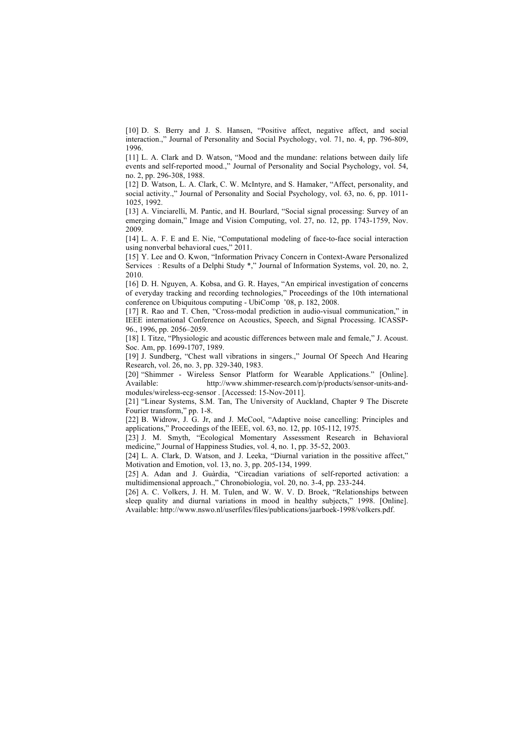[10] D. S. Berry and J. S. Hansen, "Positive affect, negative affect, and social interaction.," Journal of Personality and Social Psychology, vol. 71, no. 4, pp. 796-809, 1996.

[11] L. A. Clark and D. Watson, "Mood and the mundane: relations between daily life events and self-reported mood.," Journal of Personality and Social Psychology, vol. 54, no. 2, pp. 296-308, 1988.

[12] D. Watson, L. A. Clark, C. W. McIntyre, and S. Hamaker, "Affect, personality, and social activity.," Journal of Personality and Social Psychology, vol. 63, no. 6, pp. 1011-1025, 1992.

[13] A. Vinciarelli, M. Pantic, and H. Bourlard, "Social signal processing: Survey of an emerging domain," Image and Vision Computing, vol. 27, no. 12, pp. 1743-1759, Nov. 2009.

[14] L. A. F. E and E. Nie, "Computational modeling of face-to-face social interaction using nonverbal behavioral cues," 2011.

[15] Y. Lee and O. Kwon, "Information Privacy Concern in Context-Aware Personalized Services : Results of a Delphi Study *," Journal of Information Systems, vol. 20, no. 2, 2010.

[16] D. H. Nguyen, A. Kobsa, and G. R. Hayes, "An empirical investigation of concerns of everyday tracking and recording technologies," Proceedings of the 10th international conference on Ubiquitous computing - UbiComp '08, p. 182, 2008.

[17] R. Rao and T. Chen, "Cross-modal prediction in audio-visual communication," in IEEE international Conference on Acoustics, Speech, and Signal Processing. ICASSP-96., 1996, pp. 2056–2059.

[18] I. Titze, "Physiologic and acoustic differences between male and female," J. Acoust. Soc. Am, pp. 1699-1707, 1989.

[19] J. Sundberg, "Chest wall vibrations in singers.," Journal Of Speech And Hearing Research, vol. 26, no. 3, pp. 329-340, 1983.

[20] "Shimmer - Wireless Sensor Platform for Wearable Applications." [Online]. Available: http://www.shimmer-research.com/p/products/sensor-units-and-modules/wireless-ecg-sensor . [Accessed: 15-Nov-2011].

[21] "Linear Systems, S.M. Tan, The University of Auckland, Chapter 9 The Discrete Fourier transform," pp. 1-8.

[22] B. Widrow, J. G. Jr, and J. McCool, "Adaptive noise cancelling: Principles and applications," Proceedings of the IEEE, vol. 63, no. 12, pp. 105-112, 1975.

[23] J. M. Smyth, "Ecological Momentary Assessment Research in Behavioral medicine," Journal of Happiness Studies, vol. 4, no. 1, pp. 35-52, 2003.

[24] L. A. Clark, D. Watson, and J. Leeka, "Diurnal variation in the possitive affect," Motivation and Emotion, vol. 13, no. 3, pp. 205-134, 1999.

[25] A. Adan and J. Guàrdia, "Circadian variations of self-reported activation: a multidimensional approach.," Chronobiologia, vol. 20, no. 3-4, pp. 233-244.

[26] A. C. Volkers, J. H. M. Tulen, and W. W. V. D. Broek, "Relationships between sleep quality and diurnal variations in mood in healthy subjects," 1998. [Online]. Available: http://www.nswo.nl/userfiles/files/publications/jaarboek-1998/volkers.pdf.